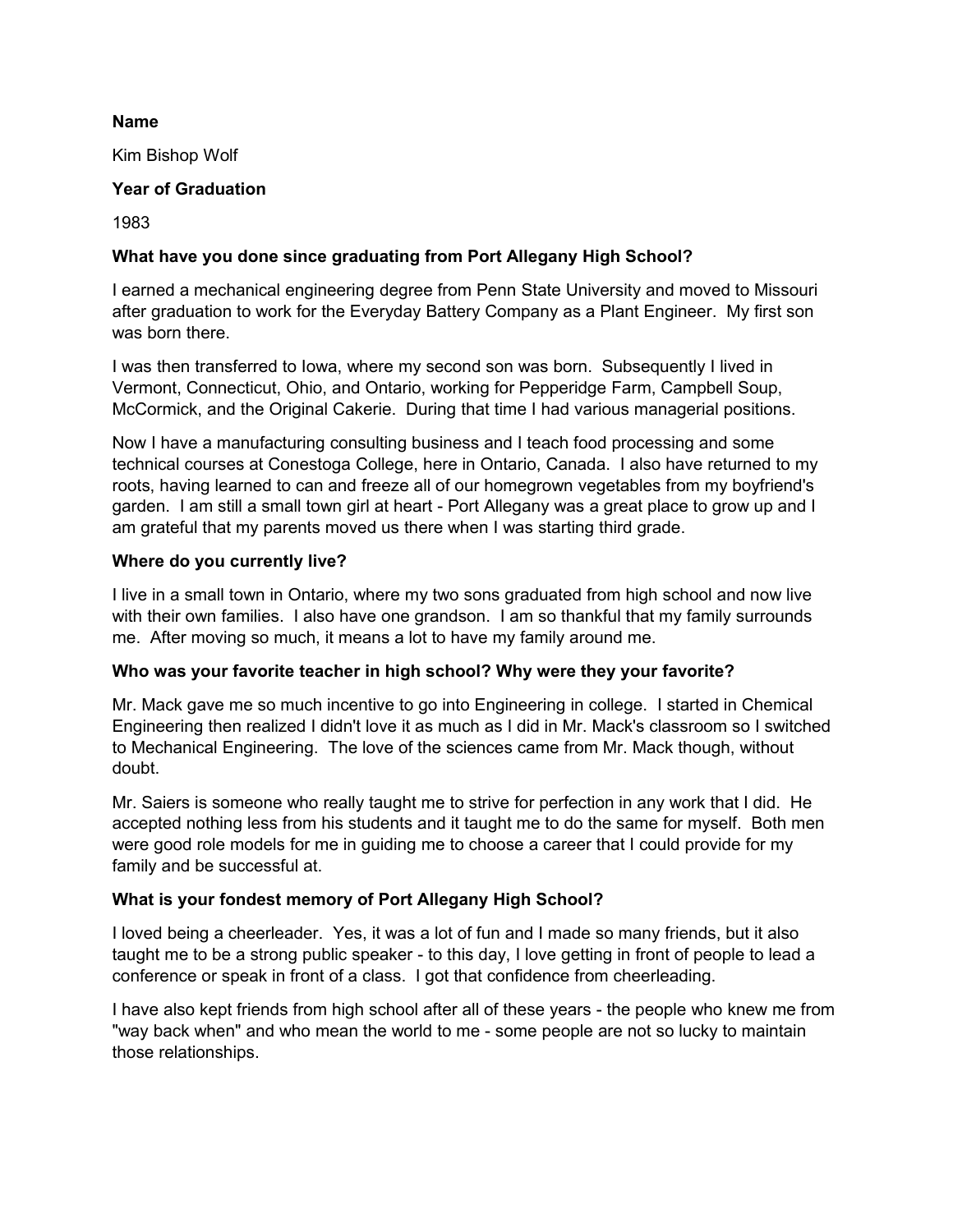**Name**

Kim Bishop Wolf

**Year of Graduation**

1983

**What have you done since graduating from Port Allegany High School?**

I earned a mechanical engineering degree from Penn State University and moved to Missouri after graduation to work for the Everyday Battery Company as a Plant Engineer. My first son was born there.

I was then transferred to Iowa, where my second son was born. Subsequently I lived in Vermont, Connecticut, Ohio, and Ontario, working for Pepperidge Farm, Campbell Soup, McCormick, and the Original Cakerie. During that time I had various managerial positions.

Now I have a manufacturing consulting business and I teach food processing and some technical courses at Conestoga College, here in Ontario, Canada. I also have returned to my roots, having learned to can and freeze all of our homegrown vegetables from my boyfriend's garden. I am still a small town girl at heart - Port Allegany was a great place to grow up and I am grateful that my parents moved us there when I was starting third grade.

**Where do you currently live?**

I live in a small town in Ontario, where my two sons graduated from high school and now live with their own families. I also have one grandson. I am so thankful that my family surrounds me. After moving so much, it means a lot to have my family around me.

**Who was your favorite teacher in high school? Why were they your favorite?**

Mr. Mack gave me so much incentive to go into Engineering in college. I started in Chemical Engineering then realized I didn't love it as much as I did in Mr. Mack's classroom so I switched to Mechanical Engineering. The love of the sciences came from Mr. Mack though, without doubt.

Mr. Saiers is someone who really taught me to strive for perfection in any work that I did. He accepted nothing less from his students and it taught me to do the same for myself. Both men were good role models for me in guiding me to choose a career that I could provide for my family and be successful at.

**What is your fondest memory of Port Allegany High School?**

I loved being a cheerleader. Yes, it was a lot of fun and I made so many friends, but it also taught me to be a strong public speaker - to this day, I love getting in front of people to lead a conference or speak in front of a class. I got that confidence from cheerleading.

I have also kept friends from high school after all of these years - the people who knew me from "way back when" and who mean the world to me - some people are not so lucky to maintain those relationships.